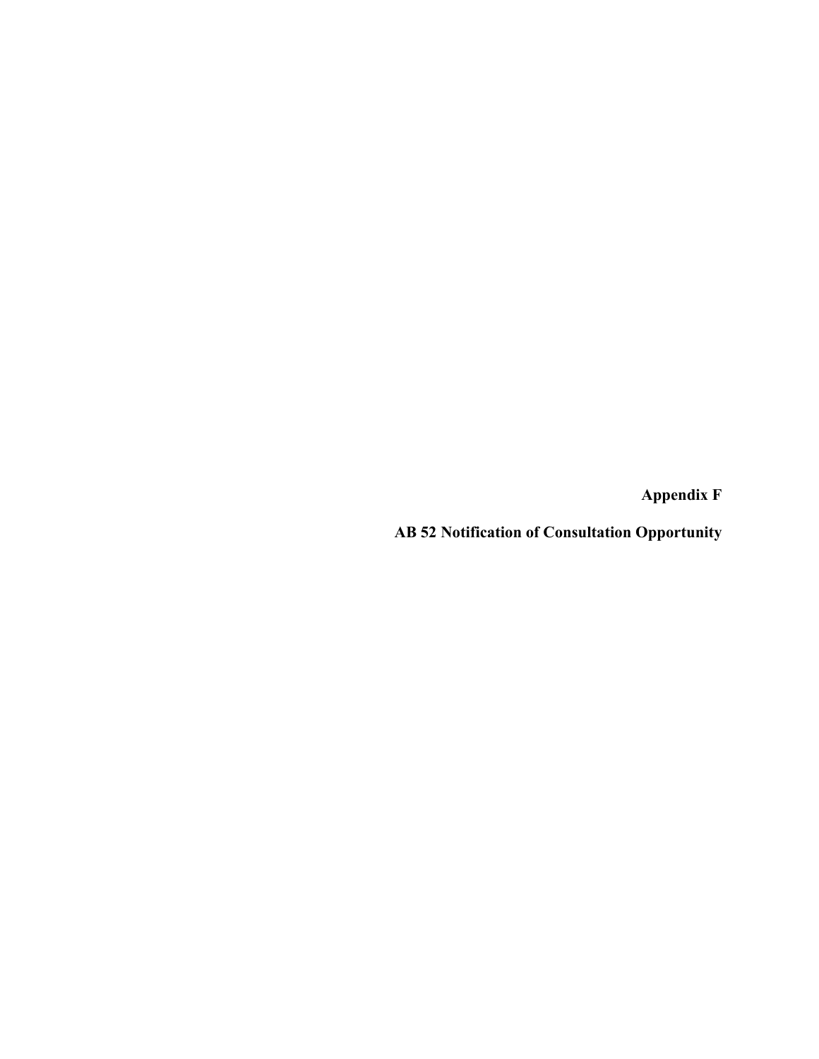# Appendix F

# AB 52 Notification of Consultation Opportunity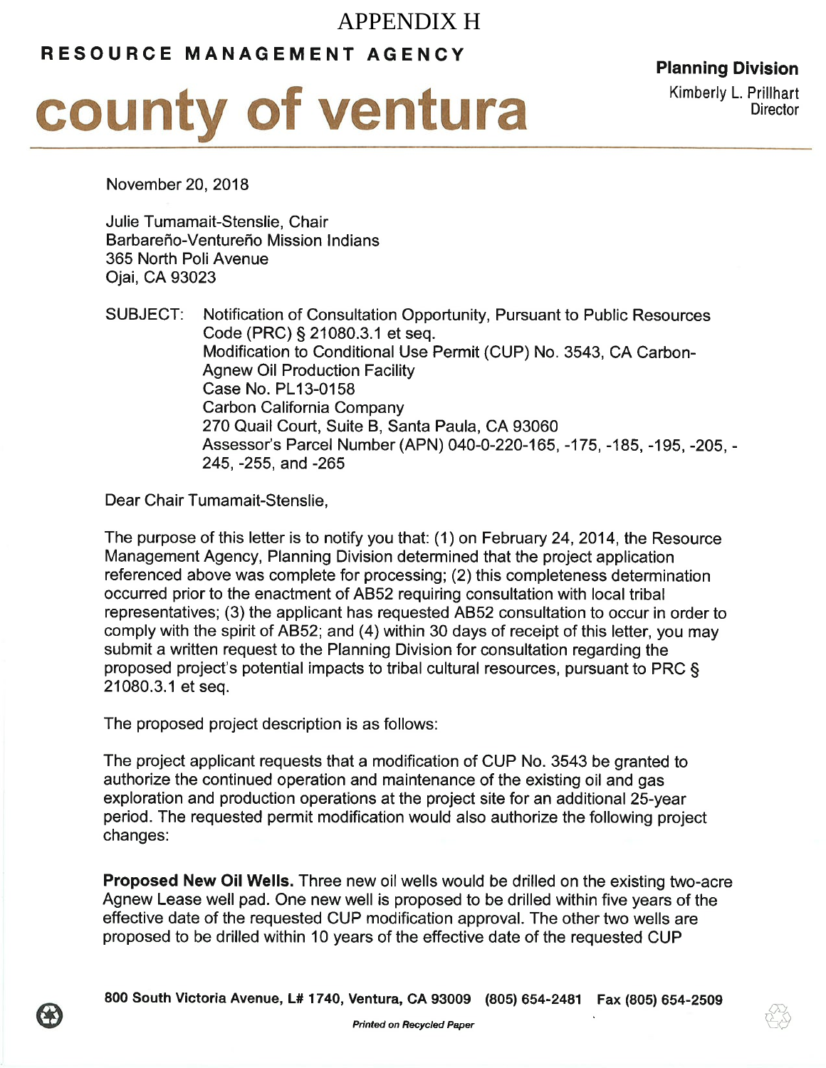# APPENDIX H

**RESOURCE MANAGEMENT AGENCY**

# county of ventura

**Planning Division**
Kimberly L. Prillhart
Director

November 20, 2018

Julie Tumamait-Stenslie, Chair
Barbareño-Ventureño Mission Indians
365 North Poli Avenue
Ojai, CA 93023

SUBJECT: Notification of Consultation Opportunity, Pursuant to Public Resources Code (PRC) § 21080.3.1 et seq.
Modification to Conditional Use Permit (CUP) No. 3543, CA Carbon-Agnew Oil Production Facility
Case No. PL13-0158
Carbon California Company
270 Quail Court, Suite B, Santa Paula, CA 93060
Assessor's Parcel Number (APN) 040-0-220-165, -175, -185, -195, -205, -245, -255, and -265

Dear Chair Tumamait-Stenslie,

The purpose of this letter is to notify you that: (1) on February 24, 2014, the Resource Management Agency, Planning Division determined that the project application referenced above was complete for processing; (2) this completeness determination occurred prior to the enactment of AB52 requiring consultation with local tribal representatives; (3) the applicant has requested AB52 consultation to occur in order to comply with the spirit of AB52; and (4) within 30 days of receipt of this letter, you may submit a written request to the Planning Division for consultation regarding the proposed project's potential impacts to tribal cultural resources, pursuant to PRC § 21080.3.1 et seq.

The proposed project description is as follows:

The project applicant requests that a modification of CUP No. 3543 be granted to authorize the continued operation and maintenance of the existing oil and gas exploration and production operations at the project site for an additional 25-year period. The requested permit modification would also authorize the following project changes:

**Proposed New Oil Wells.** Three new oil wells would be drilled on the existing two-acre Agnew Lease well pad. One new well is proposed to be drilled within five years of the effective date of the requested CUP modification approval. The other two wells are proposed to be drilled within 10 years of the effective date of the requested CUP

800 South Victoria Avenue, L# 1740, Ventura, CA 93009 (805) 654-2481 Fax (805) 654-2509

*Printed on Recycled Paper*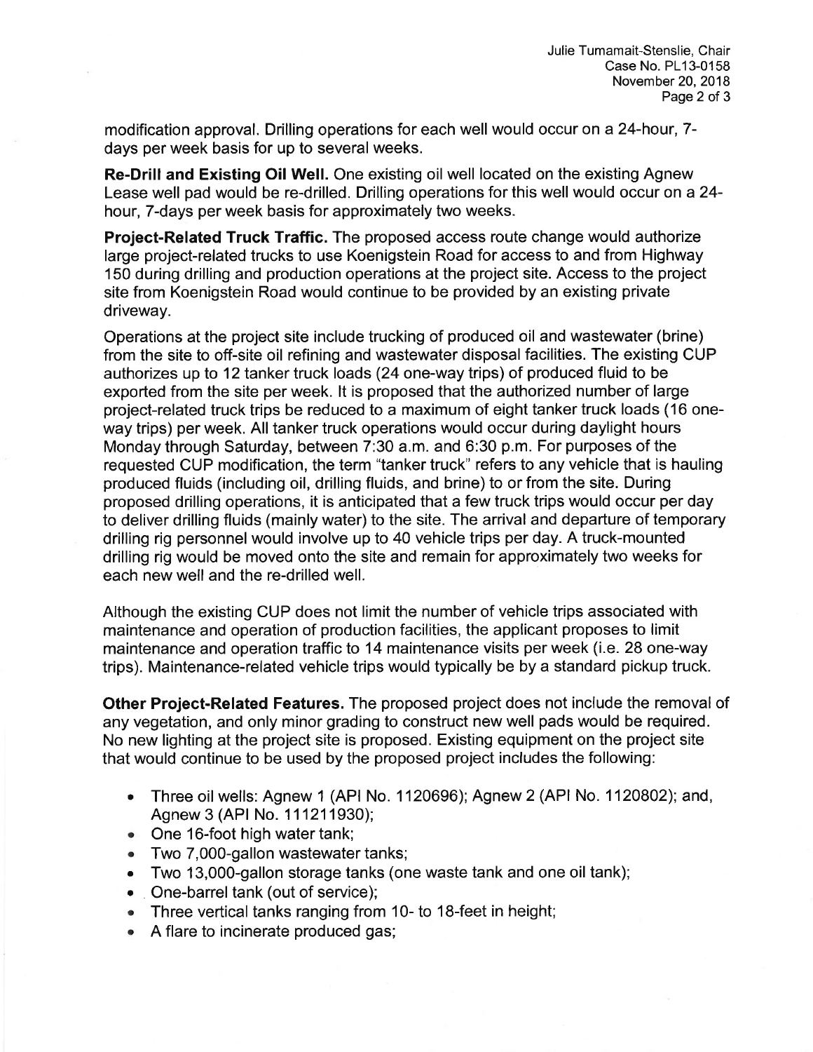modification approval. Drilling operations for each well would occur on a 24-hour, 7-days per week basis for up to several weeks.

**Re-Drill and Existing Oil Well.** One existing oil well located on the existing Agnew Lease well pad would be re-drilled. Drilling operations for this well would occur on a 24-hour, 7-days per week basis for approximately two weeks.

**Project-Related Truck Traffic.** The proposed access route change would authorize large project-related trucks to use Koenigstein Road for access to and from Highway 150 during drilling and production operations at the project site. Access to the project site from Koenigstein Road would continue to be provided by an existing private driveway.

Operations at the project site include trucking of produced oil and wastewater (brine) from the site to off-site oil refining and wastewater disposal facilities. The existing CUP authorizes up to 12 tanker truck loads (24 one-way trips) of produced fluid to be exported from the site per week. It is proposed that the authorized number of large project-related truck trips be reduced to a maximum of eight tanker truck loads (16 one-way trips) per week. All tanker truck operations would occur during daylight hours Monday through Saturday, between 7:30 a.m. and 6:30 p.m. For purposes of the requested CUP modification, the term "tanker truck" refers to any vehicle that is hauling produced fluids (including oil, drilling fluids, and brine) to or from the site. During proposed drilling operations, it is anticipated that a few truck trips would occur per day to deliver drilling fluids (mainly water) to the site. The arrival and departure of temporary drilling rig personnel would involve up to 40 vehicle trips per day. A truck-mounted drilling rig would be moved onto the site and remain for approximately two weeks for each new well and the re-drilled well.

Although the existing CUP does not limit the number of vehicle trips associated with maintenance and operation of production facilities, the applicant proposes to limit maintenance and operation traffic to 14 maintenance visits per week (i.e. 28 one-way trips). Maintenance-related vehicle trips would typically be by a standard pickup truck.

**Other Project-Related Features.** The proposed project does not include the removal of any vegetation, and only minor grading to construct new well pads would be required. No new lighting at the project site is proposed. Existing equipment on the project site that would continue to be used by the proposed project includes the following:

- Three oil wells: Agnew 1 (API No. 1120696); Agnew 2 (API No. 1120802); and, Agnew 3 (API No. 111211930);
- One 16-foot high water tank;
- Two 7,000-gallon wastewater tanks;
- Two 13,000-gallon storage tanks (one waste tank and one oil tank);
- One-barrel tank (out of service);
- Three vertical tanks ranging from 10- to 18-feet in height;
- A flare to incinerate produced gas;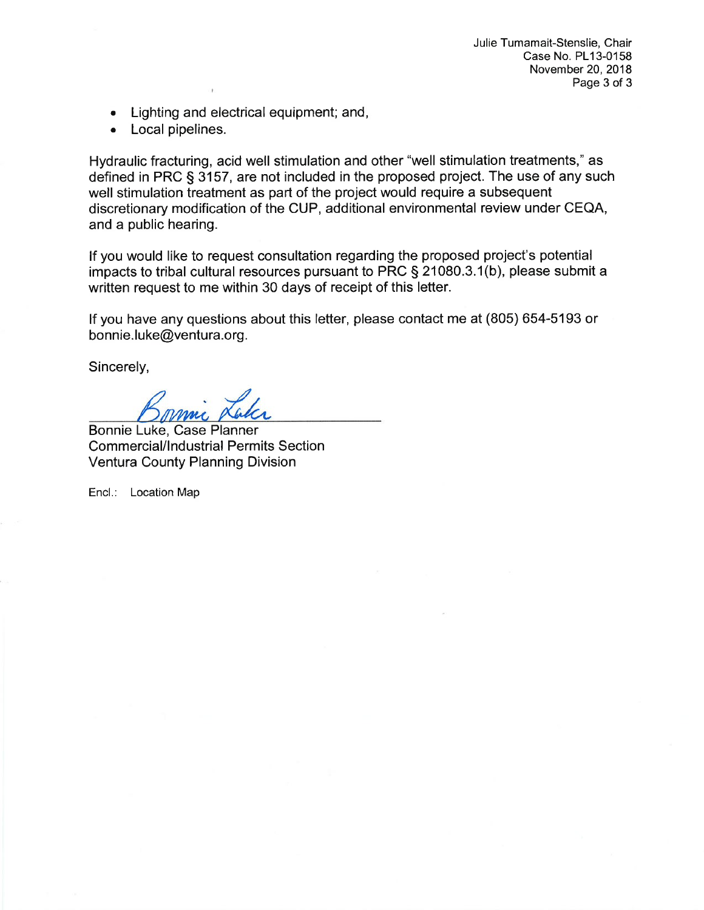- Lighting and electrical equipment; and,
- Local pipelines.

Hydraulic fracturing, acid well stimulation and other "well stimulation treatments," as defined in PRC § 3157, are not included in the proposed project. The use of any such well stimulation treatment as part of the project would require a subsequent discretionary modification of the CUP, additional environmental review under CEQA, and a public hearing.

If you would like to request consultation regarding the proposed project's potential impacts to tribal cultural resources pursuant to PRC § 21080.3.1(b), please submit a written request to me within 30 days of receipt of this letter.

If you have any questions about this letter, please contact me at (805) 654-5193 or bonnie.luke@ventura.org.

Sincerely,

Bonnie Luke, Case Planner
Commercial/Industrial Permits Section
Ventura County Planning Division

Encl.: Location Map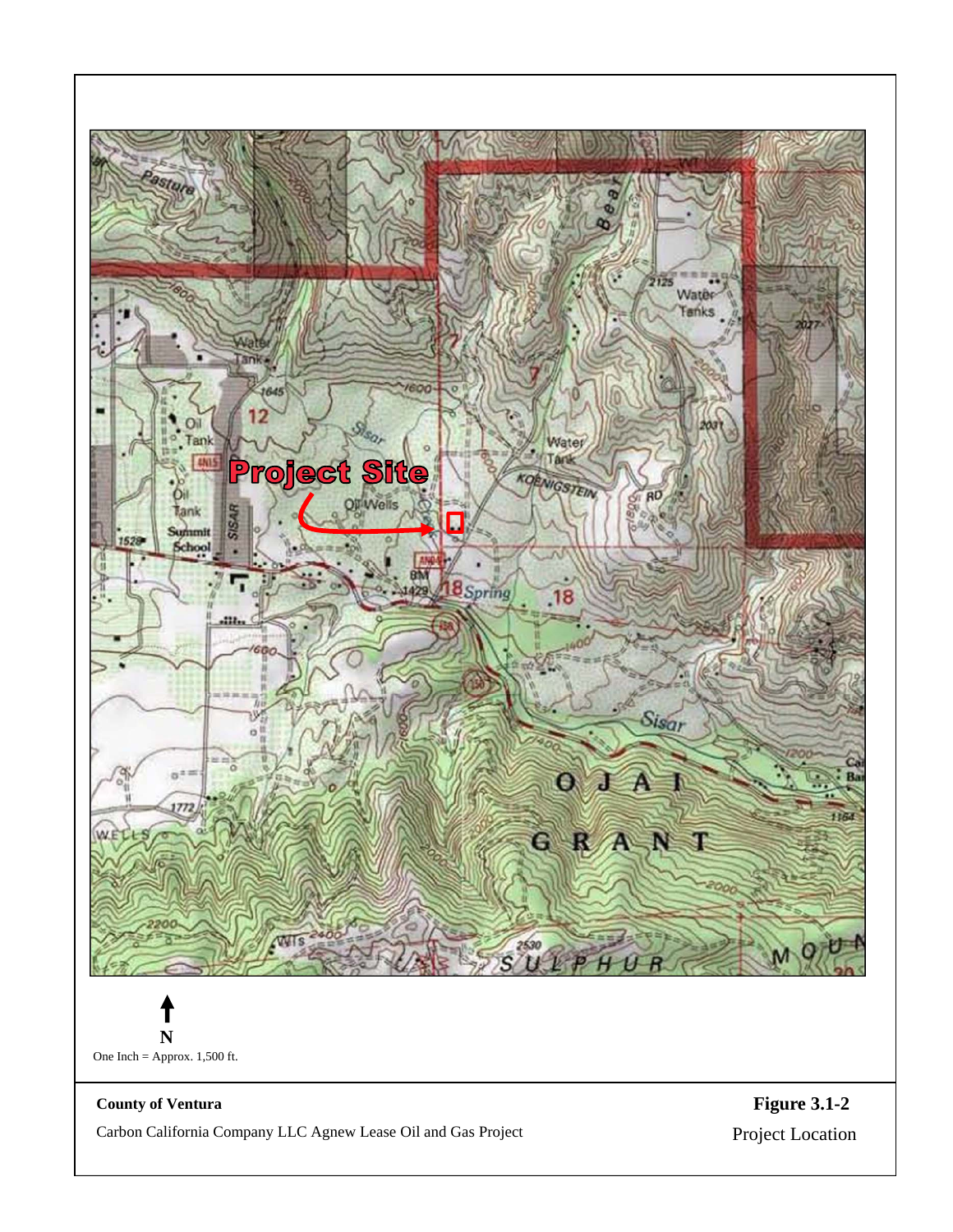N

One Inch = Approx. 1,500 ft.

**County of Ventura**

Carbon California Company LLC Agnew Lease Oil and Gas Project

**Figure 3.1-2**

Project Location